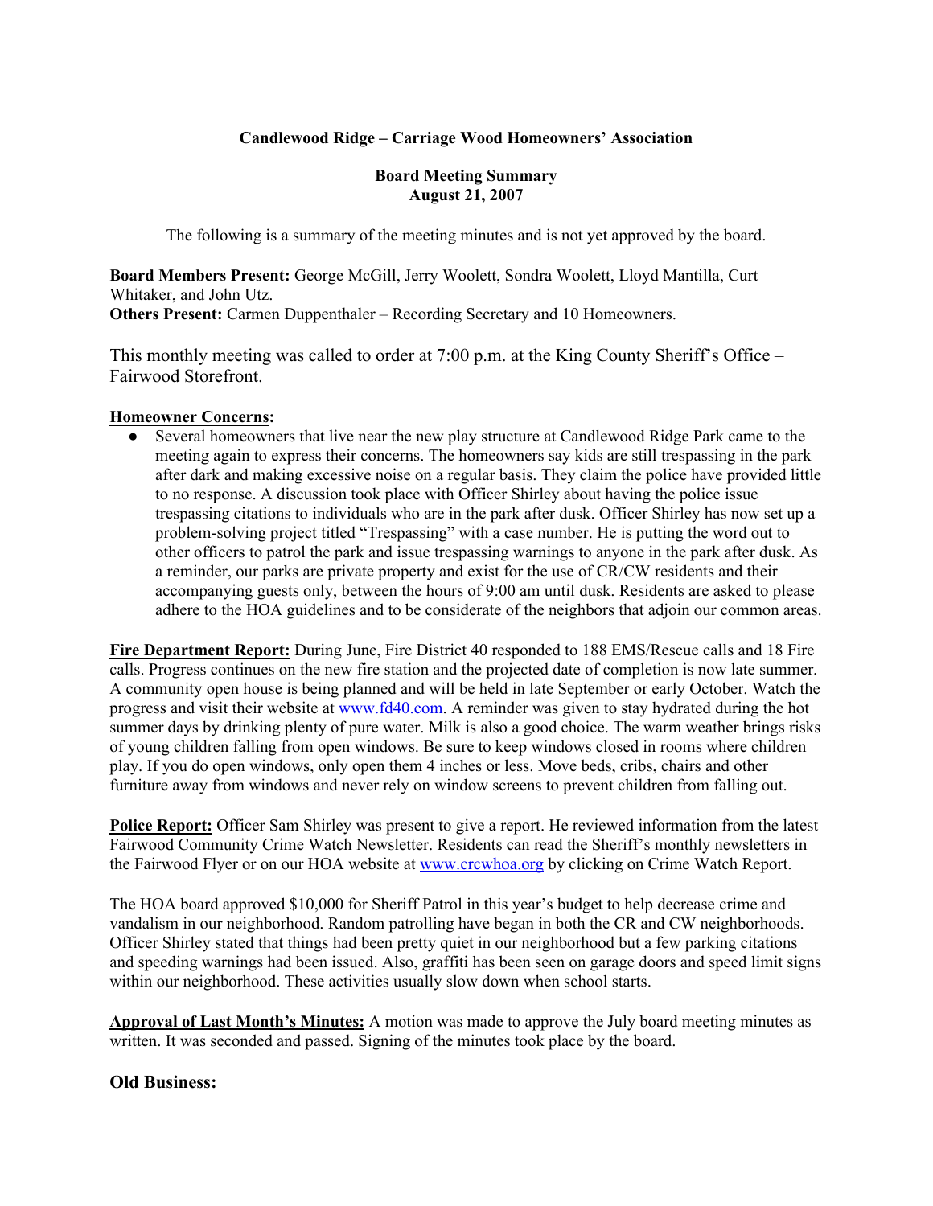**Candlewood Ridge – Carriage Wood Homeowners' Association**

**Board Meeting Summary**
**August 21, 2007**

The following is a summary of the meeting minutes and is not yet approved by the board.

**Board Members Present:** George McGill, Jerry Woolett, Sondra Woolett, Lloyd Mantilla, Curt Whitaker, and John Utz.
**Others Present:** Carmen Duppenthaler – Recording Secretary and 10 Homeowners.

This monthly meeting was called to order at 7:00 p.m. at the King County Sheriff's Office – Fairwood Storefront.

**Homeowner Concerns:**

- Several homeowners that live near the new play structure at Candlewood Ridge Park came to the meeting again to express their concerns. The homeowners say kids are still trespassing in the park after dark and making excessive noise on a regular basis. They claim the police have provided little to no response. A discussion took place with Officer Shirley about having the police issue trespassing citations to individuals who are in the park after dusk. Officer Shirley has now set up a problem-solving project titled "Trespassing" with a case number. He is putting the word out to other officers to patrol the park and issue trespassing warnings to anyone in the park after dusk. As a reminder, our parks are private property and exist for the use of CR/CW residents and their accompanying guests only, between the hours of 9:00 am until dusk. Residents are asked to please adhere to the HOA guidelines and to be considerate of the neighbors that adjoin our common areas.

**Fire Department Report:** During June, Fire District 40 responded to 188 EMS/Rescue calls and 18 Fire calls. Progress continues on the new fire station and the projected date of completion is now late summer. A community open house is being planned and will be held in late September or early October. Watch the progress and visit their website at www.fd40.com. A reminder was given to stay hydrated during the hot summer days by drinking plenty of pure water. Milk is also a good choice. The warm weather brings risks of young children falling from open windows. Be sure to keep windows closed in rooms where children play. If you do open windows, only open them 4 inches or less. Move beds, cribs, chairs and other furniture away from windows and never rely on window screens to prevent children from falling out.

**Police Report:** Officer Sam Shirley was present to give a report. He reviewed information from the latest Fairwood Community Crime Watch Newsletter. Residents can read the Sheriff's monthly newsletters in the Fairwood Flyer or on our HOA website at www.crcwhoa.org by clicking on Crime Watch Report.

The HOA board approved $10,000 for Sheriff Patrol in this year's budget to help decrease crime and vandalism in our neighborhood. Random patrolling have began in both the CR and CW neighborhoods. Officer Shirley stated that things had been pretty quiet in our neighborhood but a few parking citations and speeding warnings had been issued. Also, graffiti has been seen on garage doors and speed limit signs within our neighborhood. These activities usually slow down when school starts.

**Approval of Last Month's Minutes:** A motion was made to approve the July board meeting minutes as written. It was seconded and passed. Signing of the minutes took place by the board.

## Old Business: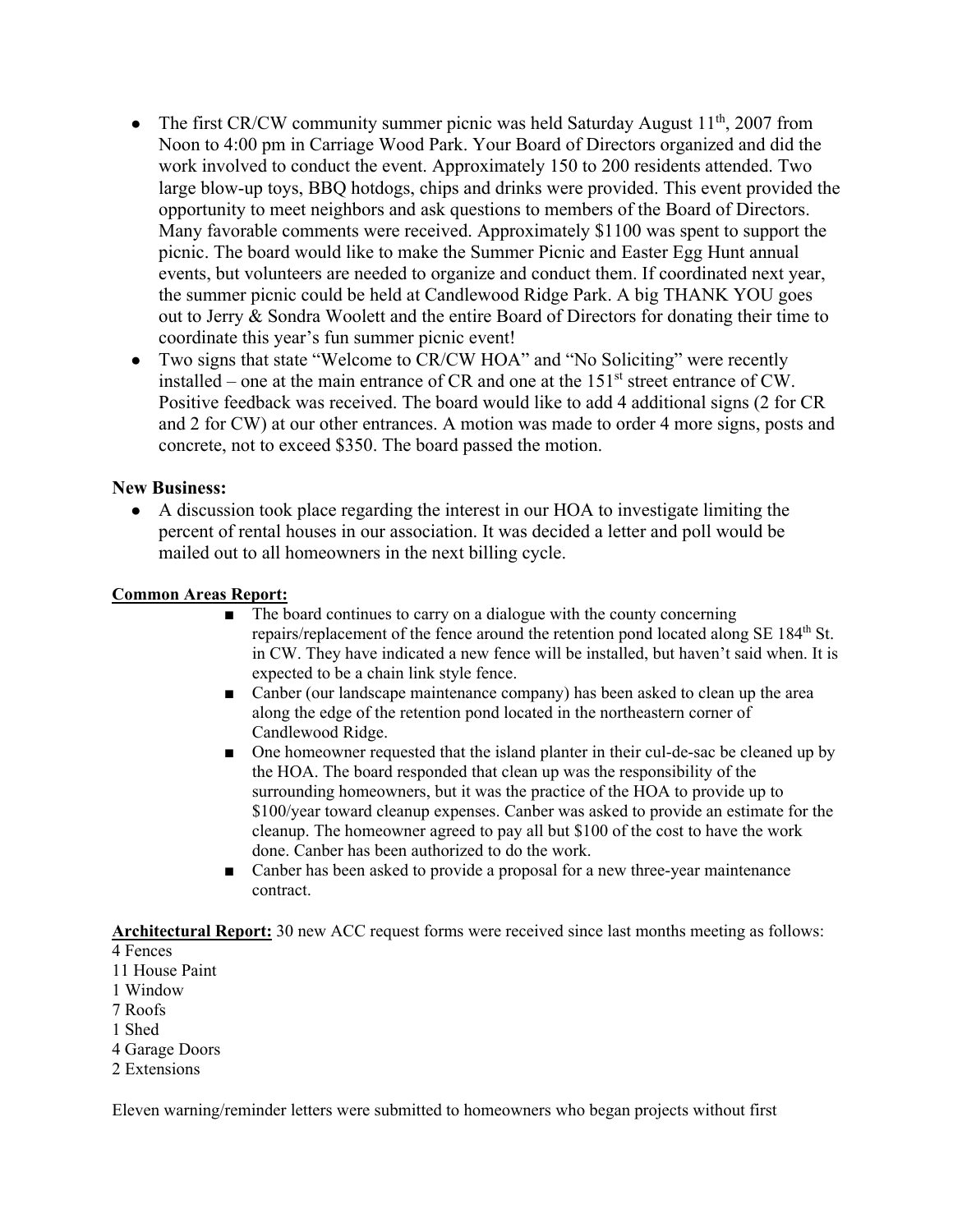- The first CR/CW community summer picnic was held Saturday August 11th, 2007 from Noon to 4:00 pm in Carriage Wood Park. Your Board of Directors organized and did the work involved to conduct the event. Approximately 150 to 200 residents attended. Two large blow-up toys, BBQ hotdogs, chips and drinks were provided. This event provided the opportunity to meet neighbors and ask questions to members of the Board of Directors. Many favorable comments were received. Approximately $1100 was spent to support the picnic. The board would like to make the Summer Picnic and Easter Egg Hunt annual events, but volunteers are needed to organize and conduct them. If coordinated next year, the summer picnic could be held at Candlewood Ridge Park. A big THANK YOU goes out to Jerry & Sondra Woolett and the entire Board of Directors for donating their time to coordinate this year's fun summer picnic event!
- Two signs that state "Welcome to CR/CW HOA" and "No Soliciting" were recently installed – one at the main entrance of CR and one at the 151st street entrance of CW. Positive feedback was received. The board would like to add 4 additional signs (2 for CR and 2 for CW) at our other entrances. A motion was made to order 4 more signs, posts and concrete, not to exceed $350. The board passed the motion.

**New Business:**

- A discussion took place regarding the interest in our HOA to investigate limiting the percent of rental houses in our association. It was decided a letter and poll would be mailed out to all homeowners in the next billing cycle.

**Common Areas Report:**

- The board continues to carry on a dialogue with the county concerning repairs/replacement of the fence around the retention pond located along SE 184th St. in CW. They have indicated a new fence will be installed, but haven't said when. It is expected to be a chain link style fence.
- Canber (our landscape maintenance company) has been asked to clean up the area along the edge of the retention pond located in the northeastern corner of Candlewood Ridge.
- One homeowner requested that the island planter in their cul-de-sac be cleaned up by the HOA. The board responded that clean up was the responsibility of the surrounding homeowners, but it was the practice of the HOA to provide up to $100/year toward cleanup expenses. Canber was asked to provide an estimate for the cleanup. The homeowner agreed to pay all but $100 of the cost to have the work done. Canber has been authorized to do the work.
- Canber has been asked to provide a proposal for a new three-year maintenance contract.

**Architectural Report:** 30 new ACC request forms were received since last months meeting as follows:

4 Fences
11 House Paint
1 Window
7 Roofs
1 Shed
4 Garage Doors
2 Extensions

Eleven warning/reminder letters were submitted to homeowners who began projects without first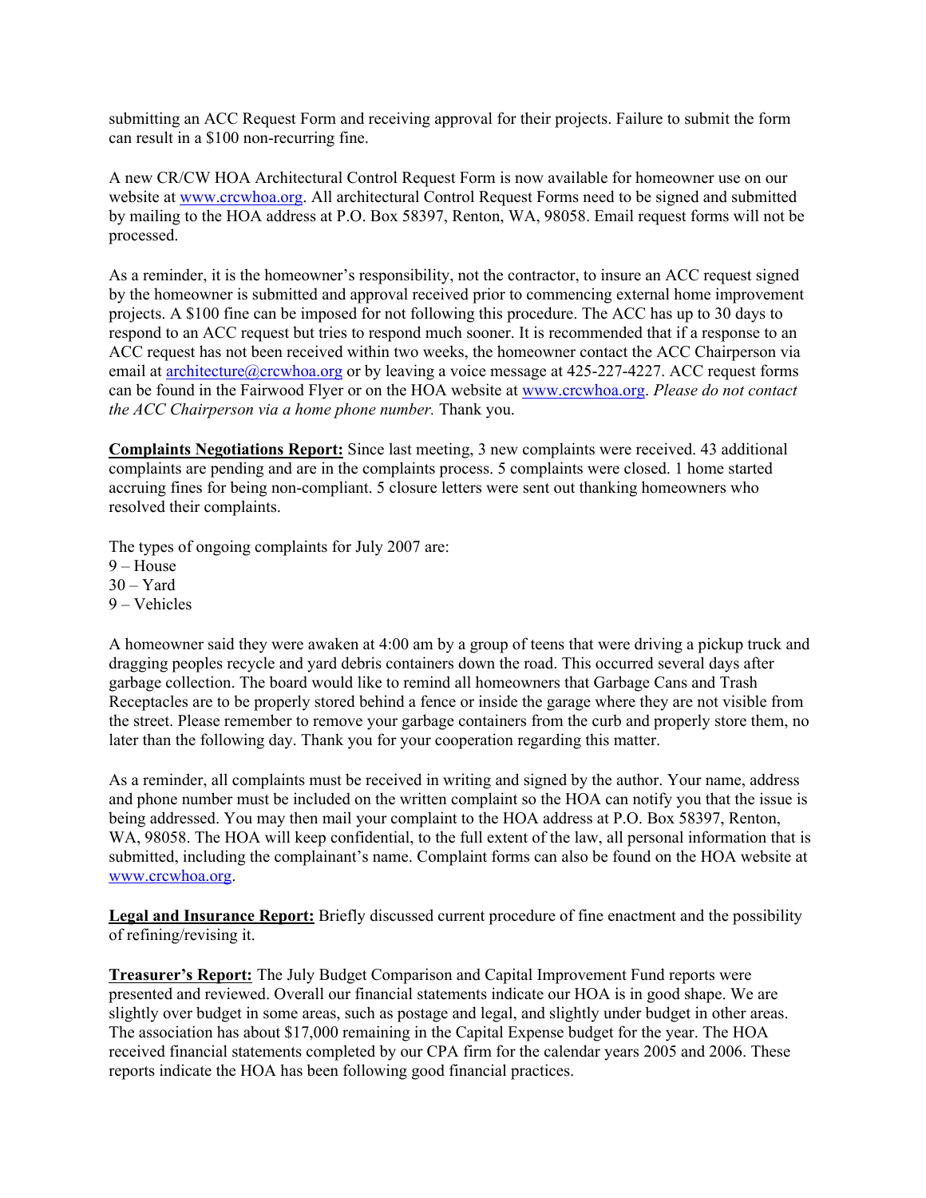submitting an ACC Request Form and receiving approval for their projects. Failure to submit the form can result in a $100 non-recurring fine.

A new CR/CW HOA Architectural Control Request Form is now available for homeowner use on our website at [www.crcwhoa.org](http://www.crcwhoa.org). All architectural Control Request Forms need to be signed and submitted by mailing to the HOA address at P.O. Box 58397, Renton, WA, 98058. Email request forms will not be processed.

As a reminder, it is the homeowner's responsibility, not the contractor, to insure an ACC request signed by the homeowner is submitted and approval received prior to commencing external home improvement projects. A $100 fine can be imposed for not following this procedure. The ACC has up to 30 days to respond to an ACC request but tries to respond much sooner. It is recommended that if a response to an ACC request has not been received within two weeks, the homeowner contact the ACC Chairperson via email at [architecture@crcwhoa.org](mailto:architecture@crcwhoa.org) or by leaving a voice message at 425-227-4227. ACC request forms can be found in the Fairwood Flyer or on the HOA website at [www.crcwhoa.org](http://www.crcwhoa.org). *Please do not contact the ACC Chairperson via a home phone number.* Thank you.

**Complaints Negotiations Report:** Since last meeting, 3 new complaints were received. 43 additional complaints are pending and are in the complaints process. 5 complaints were closed. 1 home started accruing fines for being non-compliant. 5 closure letters were sent out thanking homeowners who resolved their complaints.

The types of ongoing complaints for July 2007 are:
9 – House
30 – Yard
9 – Vehicles

A homeowner said they were awaken at 4:00 am by a group of teens that were driving a pickup truck and dragging peoples recycle and yard debris containers down the road. This occurred several days after garbage collection. The board would like to remind all homeowners that Garbage Cans and Trash Receptacles are to be properly stored behind a fence or inside the garage where they are not visible from the street. Please remember to remove your garbage containers from the curb and properly store them, no later than the following day. Thank you for your cooperation regarding this matter.

As a reminder, all complaints must be received in writing and signed by the author. Your name, address and phone number must be included on the written complaint so the HOA can notify you that the issue is being addressed. You may then mail your complaint to the HOA address at P.O. Box 58397, Renton, WA, 98058. The HOA will keep confidential, to the full extent of the law, all personal information that is submitted, including the complainant's name. Complaint forms can also be found on the HOA website at [www.crcwhoa.org](http://www.crcwhoa.org).

**Legal and Insurance Report:** Briefly discussed current procedure of fine enactment and the possibility of refining/revising it.

**Treasurer's Report:** The July Budget Comparison and Capital Improvement Fund reports were presented and reviewed. Overall our financial statements indicate our HOA is in good shape. We are slightly over budget in some areas, such as postage and legal, and slightly under budget in other areas. The association has about $17,000 remaining in the Capital Expense budget for the year. The HOA received financial statements completed by our CPA firm for the calendar years 2005 and 2006. These reports indicate the HOA has been following good financial practices.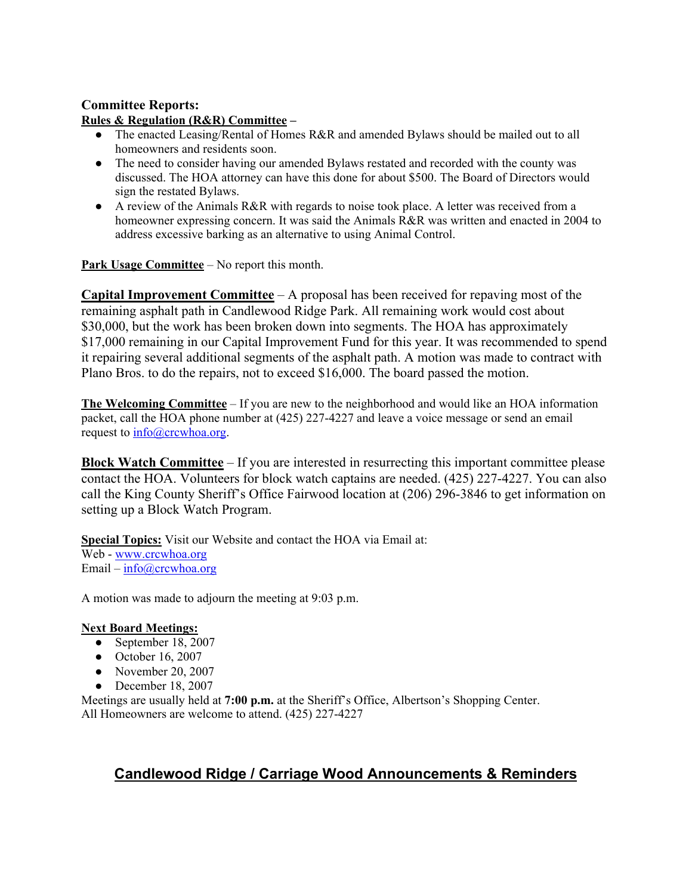## Committee Reports:

**Rules & Regulation (R&R) Committee –**

- The enacted Leasing/Rental of Homes R&R and amended Bylaws should be mailed out to all homeowners and residents soon.
- The need to consider having our amended Bylaws restated and recorded with the county was discussed. The HOA attorney can have this done for about $500. The Board of Directors would sign the restated Bylaws.
- A review of the Animals R&R with regards to noise took place. A letter was received from a homeowner expressing concern. It was said the Animals R&R was written and enacted in 2004 to address excessive barking as an alternative to using Animal Control.

**Park Usage Committee** – No report this month.

**Capital Improvement Committee** – A proposal has been received for repaving most of the remaining asphalt path in Candlewood Ridge Park. All remaining work would cost about $30,000, but the work has been broken down into segments. The HOA has approximately $17,000 remaining in our Capital Improvement Fund for this year. It was recommended to spend it repairing several additional segments of the asphalt path. A motion was made to contract with Plano Bros. to do the repairs, not to exceed $16,000. The board passed the motion.

**The Welcoming Committee** – If you are new to the neighborhood and would like an HOA information packet, call the HOA phone number at (425) 227-4227 and leave a voice message or send an email request to info@crcwhoa.org.

**Block Watch Committee** – If you are interested in resurrecting this important committee please contact the HOA. Volunteers for block watch captains are needed. (425) 227-4227. You can also call the King County Sheriff's Office Fairwood location at (206) 296-3846 to get information on setting up a Block Watch Program.

**Special Topics:** Visit our Website and contact the HOA via Email at:
Web - www.crcwhoa.org
Email – info@crcwhoa.org

A motion was made to adjourn the meeting at 9:03 p.m.

**Next Board Meetings:**

- September 18, 2007
- October 16, 2007
- November 20, 2007
- December 18, 2007

Meetings are usually held at **7:00 p.m.** at the Sheriff's Office, Albertson's Shopping Center.
All Homeowners are welcome to attend. (425) 227-4227

## Candlewood Ridge / Carriage Wood Announcements & Reminders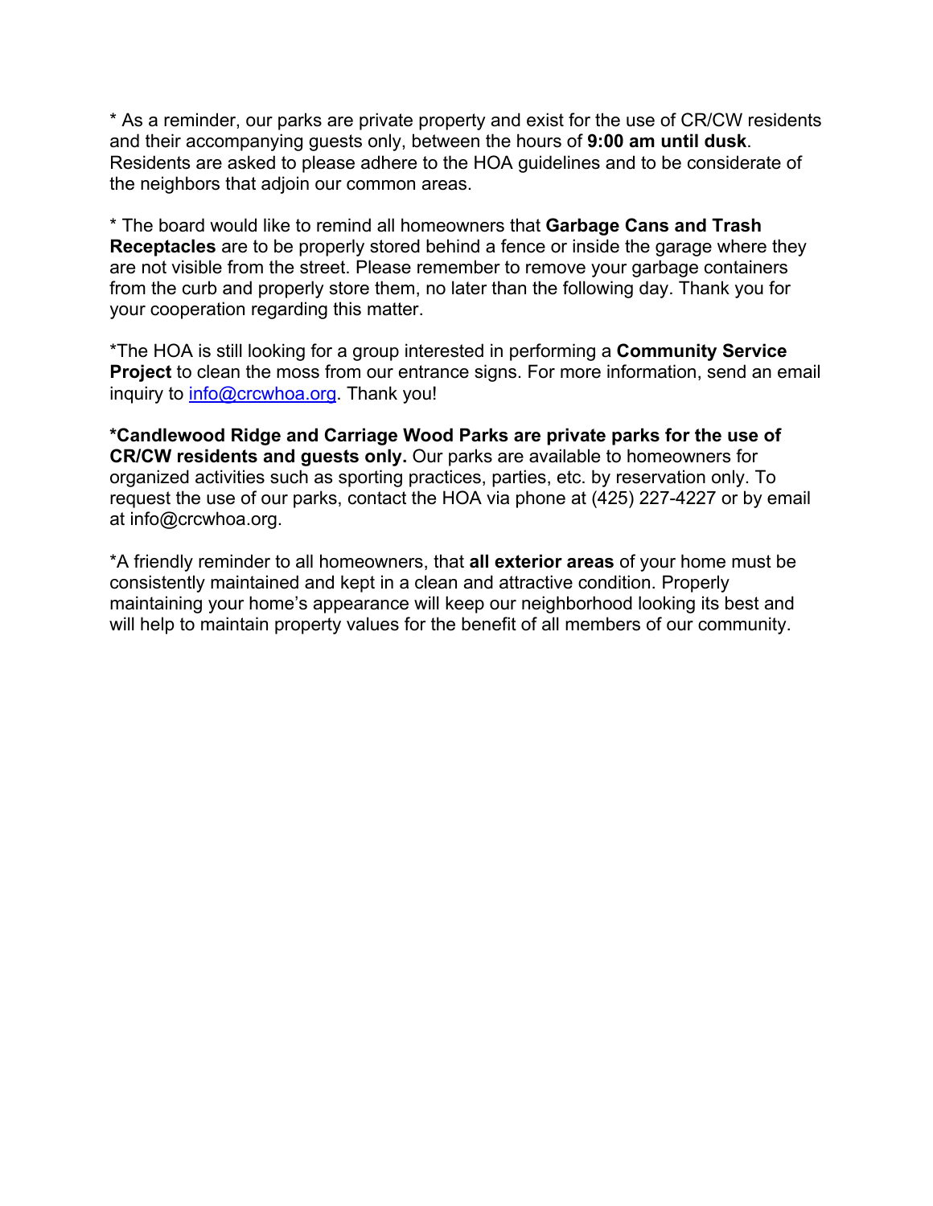* As a reminder, our parks are private property and exist for the use of CR/CW residents and their accompanying guests only, between the hours of **9:00 am until dusk**. Residents are asked to please adhere to the HOA guidelines and to be considerate of the neighbors that adjoin our common areas.

* The board would like to remind all homeowners that **Garbage Cans and Trash Receptacles** are to be properly stored behind a fence or inside the garage where they are not visible from the street. Please remember to remove your garbage containers from the curb and properly store them, no later than the following day. Thank you for your cooperation regarding this matter.

*The HOA is still looking for a group interested in performing a **Community Service Project** to clean the moss from our entrance signs. For more information, send an email inquiry to [info@crcwhoa.org](mailto:info@crcwhoa.org). Thank you!

***Candlewood Ridge and Carriage Wood Parks are private parks for the use of CR/CW residents and guests only.** Our parks are available to homeowners for organized activities such as sporting practices, parties, etc. by reservation only. To request the use of our parks, contact the HOA via phone at (425) 227-4227 or by email at info@crcwhoa.org.

*A friendly reminder to all homeowners, that **all exterior areas** of your home must be consistently maintained and kept in a clean and attractive condition. Properly maintaining your home's appearance will keep our neighborhood looking its best and will help to maintain property values for the benefit of all members of our community.